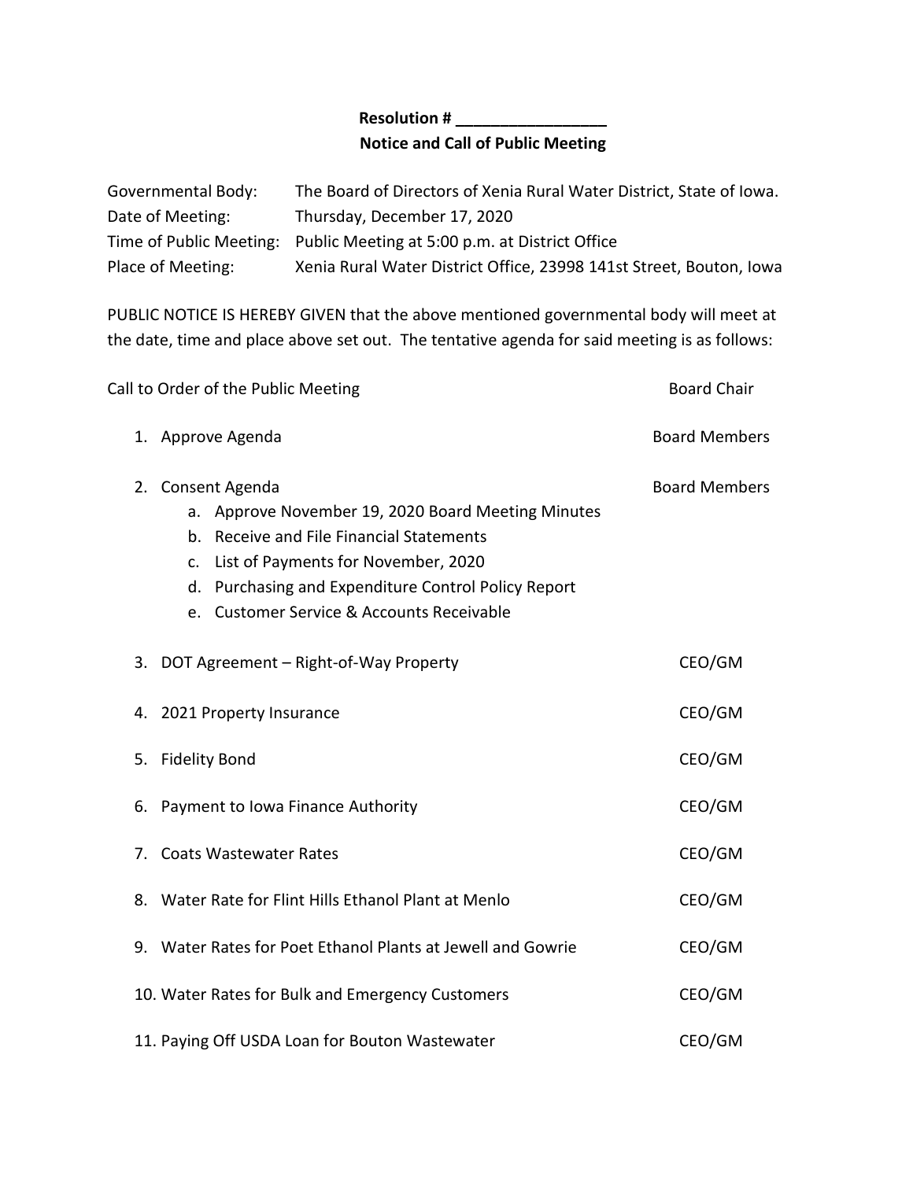**Resolution # _________________**

**Notice and Call of Public Meeting**

Governmental Body: The Board of Directors of Xenia Rural Water District, State of Iowa.
Date of Meeting: Thursday, December 17, 2020
Time of Public Meeting: Public Meeting at 5:00 p.m. at District Office
Place of Meeting: Xenia Rural Water District Office, 23998 141st Street, Bouton, Iowa

PUBLIC NOTICE IS HEREBY GIVEN that the above mentioned governmental body will meet at the date, time and place above set out. The tentative agenda for said meeting is as follows:

Call to Order of the Public Meeting — Board Chair

1. Approve Agenda — Board Members
2. Consent Agenda — Board Members
   a. Approve November 19, 2020 Board Meeting Minutes
   b. Receive and File Financial Statements
   c. List of Payments for November, 2020
   d. Purchasing and Expenditure Control Policy Report
   e. Customer Service & Accounts Receivable
3. DOT Agreement – Right-of-Way Property — CEO/GM
4. 2021 Property Insurance — CEO/GM
5. Fidelity Bond — CEO/GM
6. Payment to Iowa Finance Authority — CEO/GM
7. Coats Wastewater Rates — CEO/GM
8. Water Rate for Flint Hills Ethanol Plant at Menlo — CEO/GM
9. Water Rates for Poet Ethanol Plants at Jewell and Gowrie — CEO/GM
10. Water Rates for Bulk and Emergency Customers — CEO/GM
11. Paying Off USDA Loan for Bouton Wastewater — CEO/GM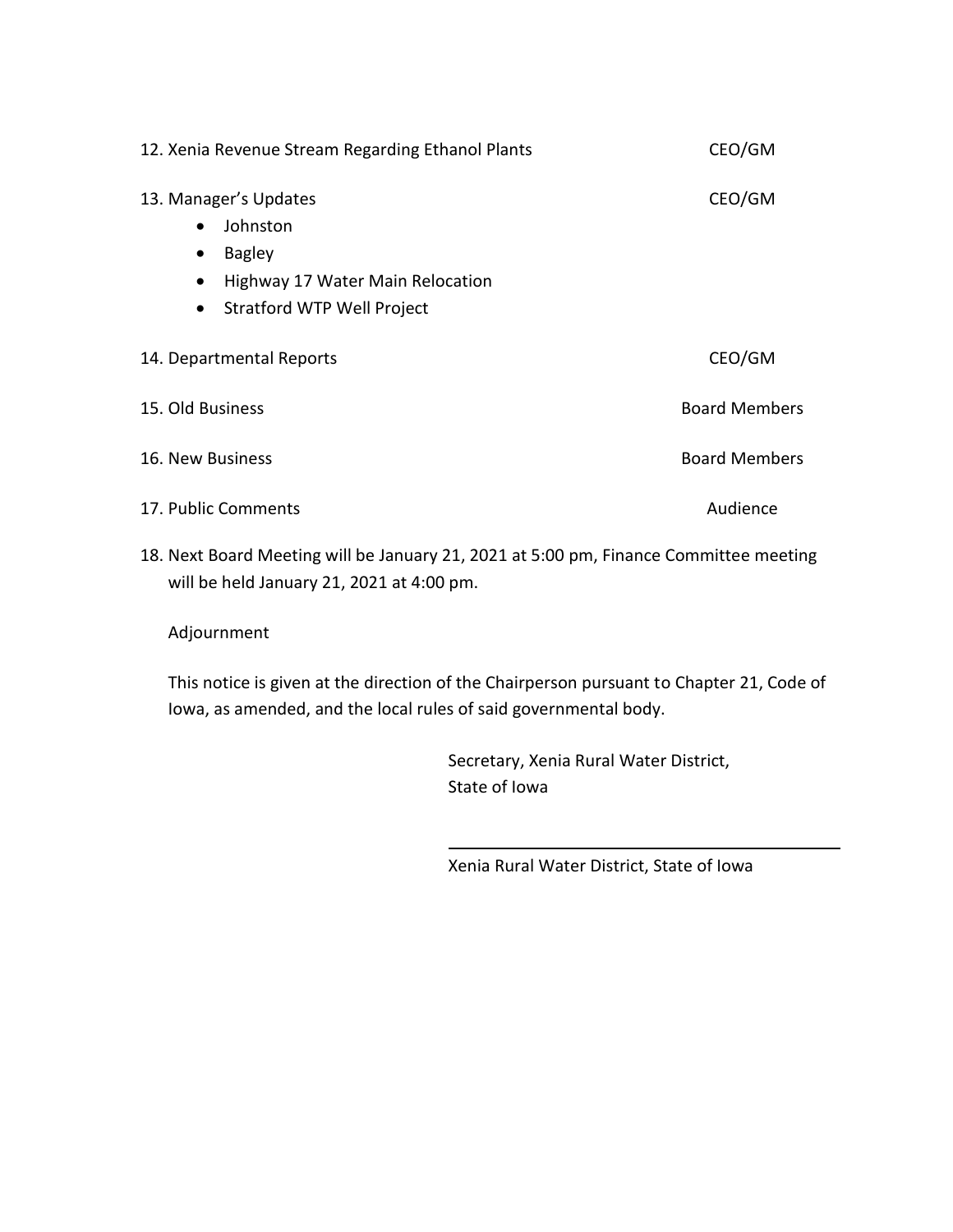12. Xenia Revenue Stream Regarding Ethanol Plants CEO/GM

13. Manager's Updates CEO/GM
    - Johnston
    - Bagley
    - Highway 17 Water Main Relocation
    - Stratford WTP Well Project

14. Departmental Reports CEO/GM

15. Old Business Board Members

16. New Business Board Members

17. Public Comments Audience

18. Next Board Meeting will be January 21, 2021 at 5:00 pm, Finance Committee meeting will be held January 21, 2021 at 4:00 pm.

    Adjournment

    This notice is given at the direction of the Chairperson pursuant to Chapter 21, Code of Iowa, as amended, and the local rules of said governmental body.

Secretary, Xenia Rural Water District,
State of Iowa

______________________________

Xenia Rural Water District, State of Iowa